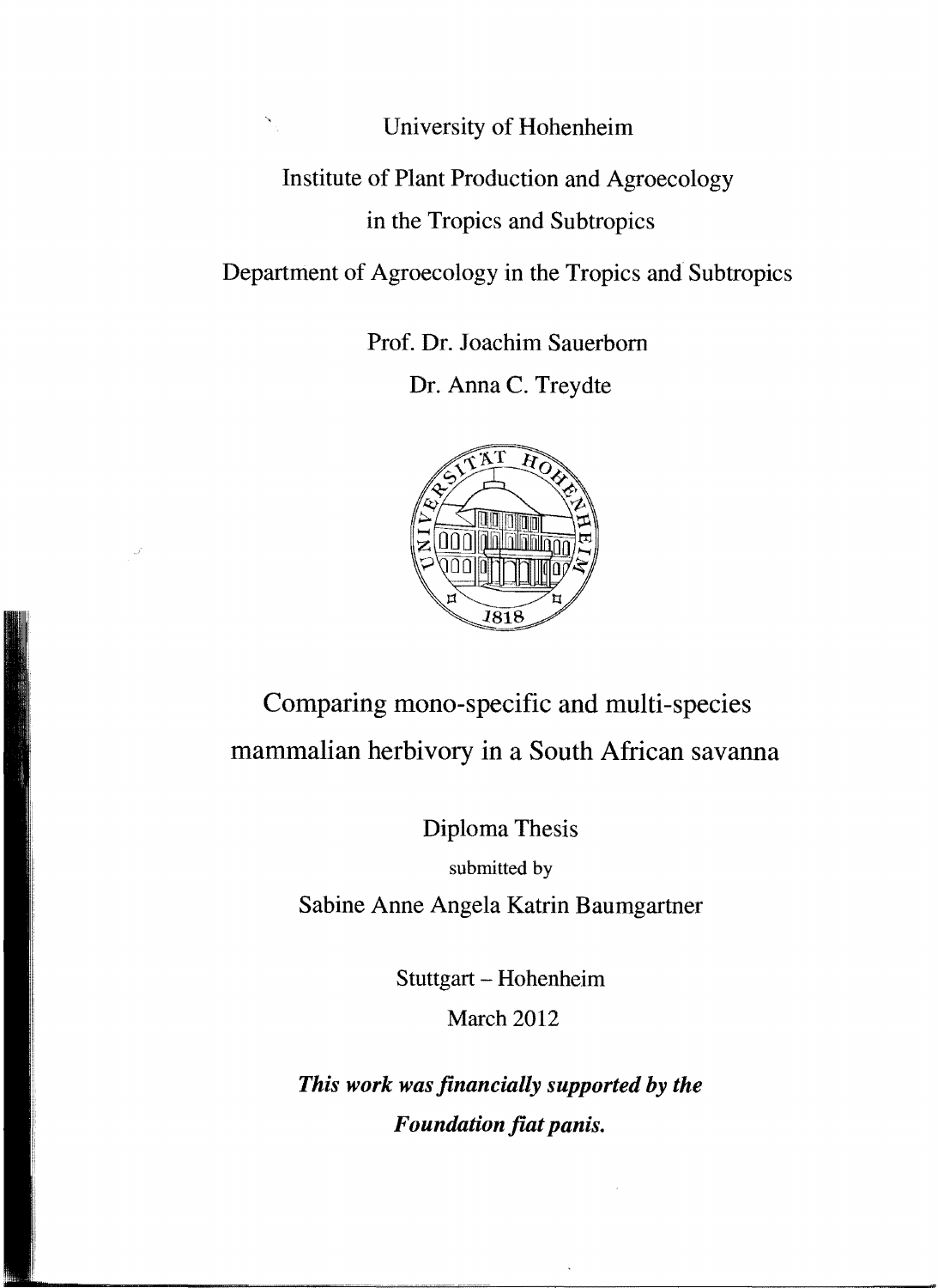University of Hohenheim

Institute of Plant Production and Agroecology

in the Tropics and Subtropics

Department of Agroecology in the Tropics and Subtropics

Prof. Dr. Joachim Sauerborn

Dr. Anna C. Treydte

# Comparing mono-specific and multi-species mammalian herbivory in a South African savanna

Diploma Thesis

submitted by

Sabine Anne Angela Katrin Baumgartner

Stuttgart – Hohenheim

March 2012

***This work was financially supported by the Foundation fiat panis.***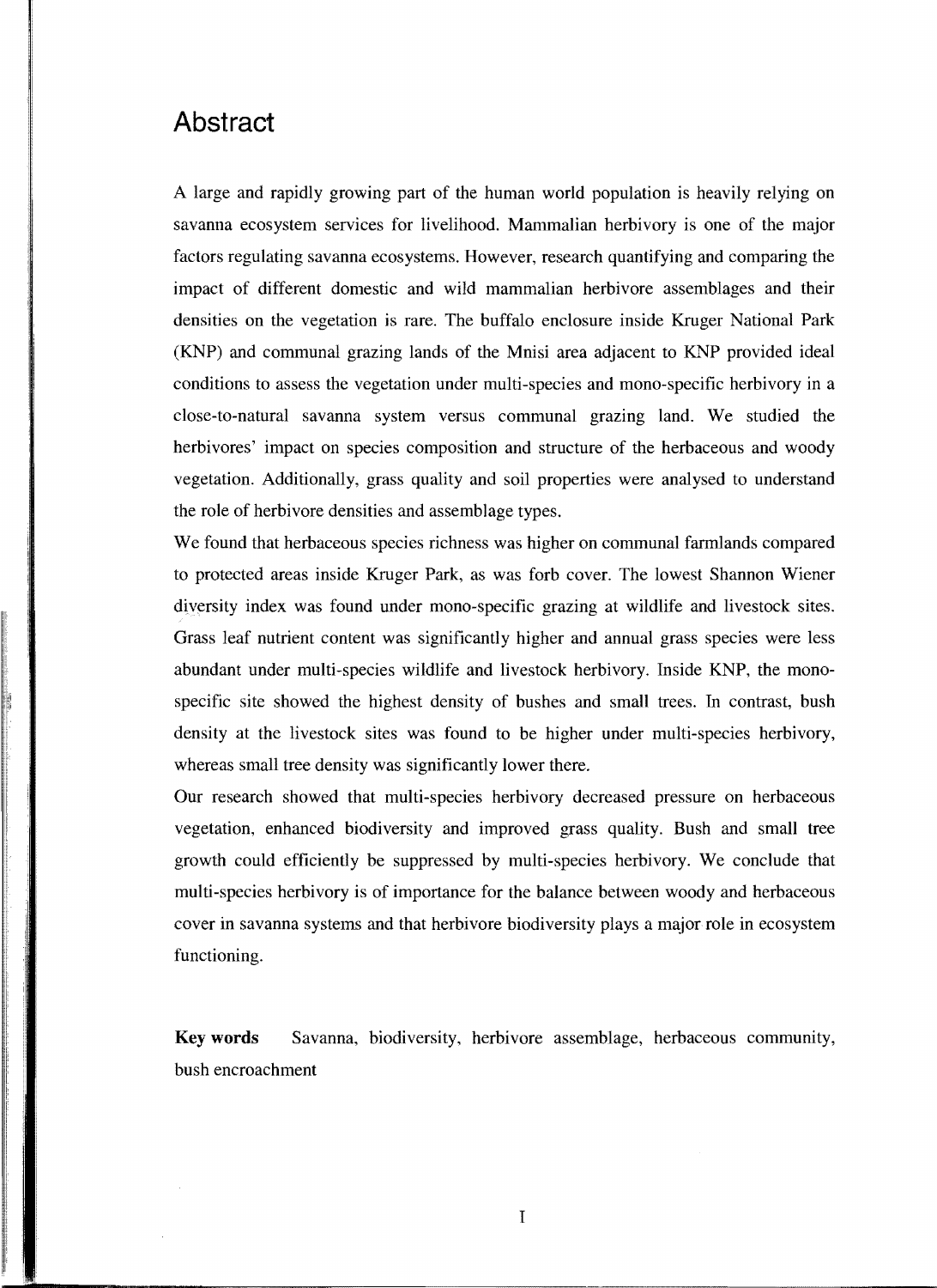# Abstract

A large and rapidly growing part of the human world population is heavily relying on savanna ecosystem services for livelihood. Mammalian herbivory is one of the major factors regulating savanna ecosystems. However, research quantifying and comparing the impact of different domestic and wild mammalian herbivore assemblages and their densities on the vegetation is rare. The buffalo enclosure inside Kruger National Park (KNP) and communal grazing lands of the Mnisi area adjacent to KNP provided ideal conditions to assess the vegetation under multi-species and mono-specific herbivory in a close-to-natural savanna system versus communal grazing land. We studied the herbivores' impact on species composition and structure of the herbaceous and woody vegetation. Additionally, grass quality and soil properties were analysed to understand the role of herbivore densities and assemblage types.

We found that herbaceous species richness was higher on communal farmlands compared to protected areas inside Kruger Park, as was forb cover. The lowest Shannon Wiener diversity index was found under mono-specific grazing at wildlife and livestock sites. Grass leaf nutrient content was significantly higher and annual grass species were less abundant under multi-species wildlife and livestock herbivory. Inside KNP, the mono-specific site showed the highest density of bushes and small trees. In contrast, bush density at the livestock sites was found to be higher under multi-species herbivory, whereas small tree density was significantly lower there.

Our research showed that multi-species herbivory decreased pressure on herbaceous vegetation, enhanced biodiversity and improved grass quality. Bush and small tree growth could efficiently be suppressed by multi-species herbivory. We conclude that multi-species herbivory is of importance for the balance between woody and herbaceous cover in savanna systems and that herbivore biodiversity plays a major role in ecosystem functioning.

**Key words** Savanna, biodiversity, herbivore assemblage, herbaceous community, bush encroachment